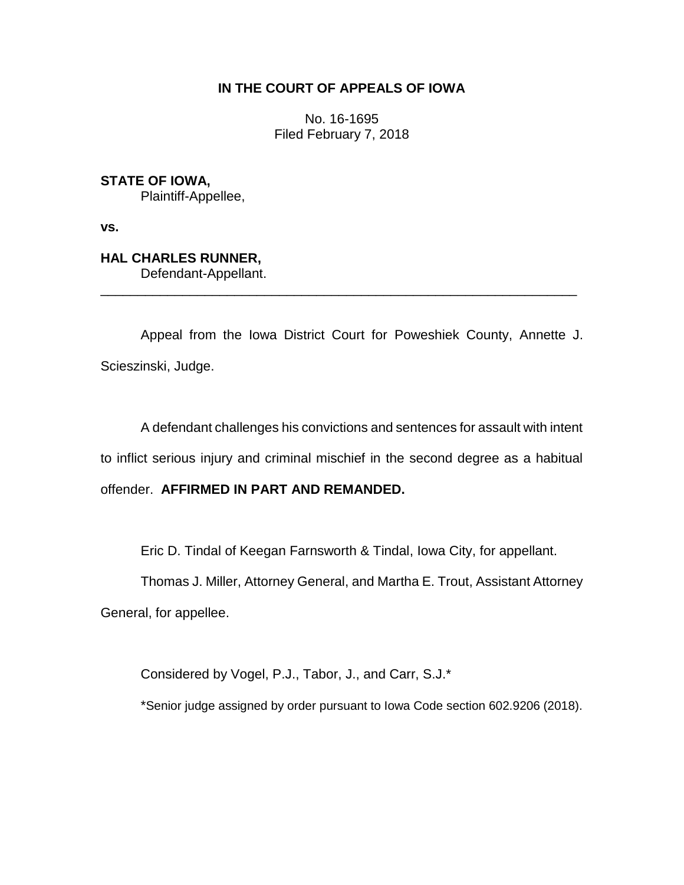**IN THE COURT OF APPEALS OF IOWA**

No. 16-1695
Filed February 7, 2018

**STATE OF IOWA,**
Plaintiff-Appellee,

**vs.**

**HAL CHARLES RUNNER,**
Defendant-Appellant.

---

Appeal from the Iowa District Court for Poweshiek County, Annette J. Scieszinski, Judge.

A defendant challenges his convictions and sentences for assault with intent to inflict serious injury and criminal mischief in the second degree as a habitual offender. **AFFIRMED IN PART AND REMANDED.**

Eric D. Tindal of Keegan Farnsworth & Tindal, Iowa City, for appellant.

Thomas J. Miller, Attorney General, and Martha E. Trout, Assistant Attorney General, for appellee.

Considered by Vogel, P.J., Tabor, J., and Carr, S.J.*

*Senior judge assigned by order pursuant to Iowa Code section 602.9206 (2018).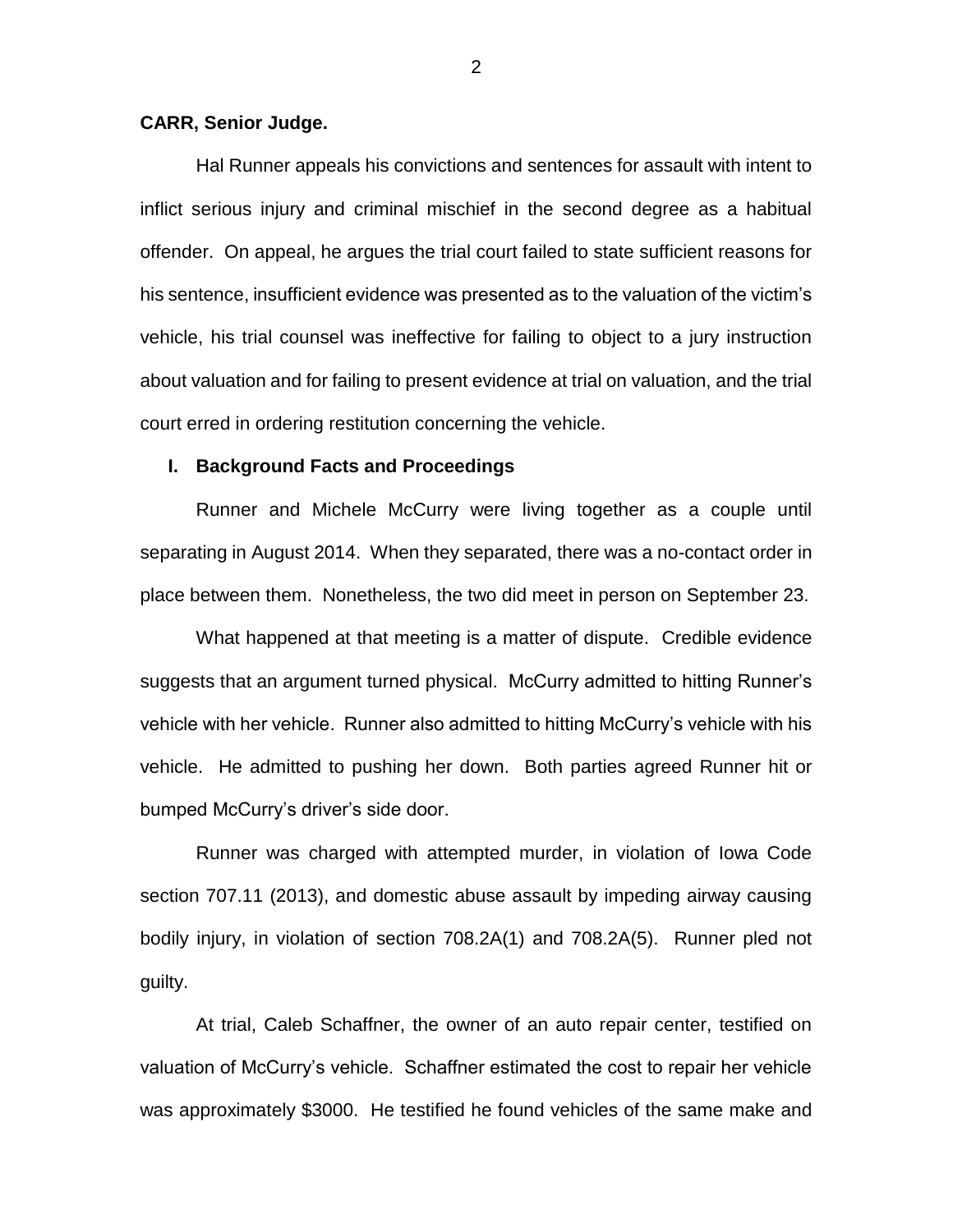**CARR, Senior Judge.**

Hal Runner appeals his convictions and sentences for assault with intent to inflict serious injury and criminal mischief in the second degree as a habitual offender. On appeal, he argues the trial court failed to state sufficient reasons for his sentence, insufficient evidence was presented as to the valuation of the victim's vehicle, his trial counsel was ineffective for failing to object to a jury instruction about valuation and for failing to present evidence at trial on valuation, and the trial court erred in ordering restitution concerning the vehicle.

## I. Background Facts and Proceedings

Runner and Michele McCurry were living together as a couple until separating in August 2014. When they separated, there was a no-contact order in place between them. Nonetheless, the two did meet in person on September 23.

What happened at that meeting is a matter of dispute. Credible evidence suggests that an argument turned physical. McCurry admitted to hitting Runner's vehicle with her vehicle. Runner also admitted to hitting McCurry's vehicle with his vehicle. He admitted to pushing her down. Both parties agreed Runner hit or bumped McCurry's driver's side door.

Runner was charged with attempted murder, in violation of Iowa Code section 707.11 (2013), and domestic abuse assault by impeding airway causing bodily injury, in violation of section 708.2A(1) and 708.2A(5). Runner pled not guilty.

At trial, Caleb Schaffner, the owner of an auto repair center, testified on valuation of McCurry's vehicle. Schaffner estimated the cost to repair her vehicle was approximately $3000. He testified he found vehicles of the same make and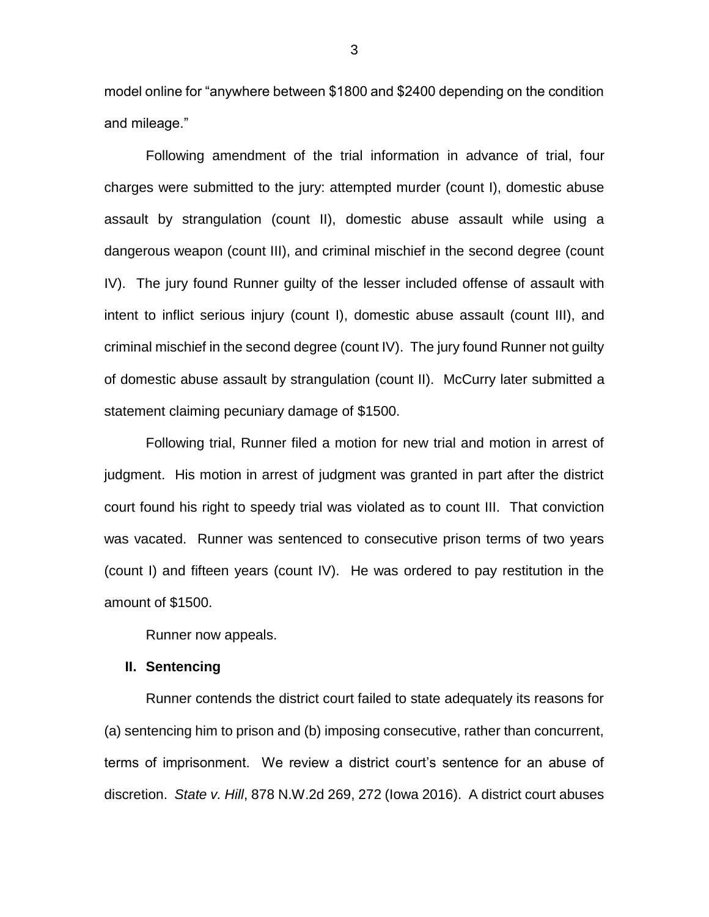model online for "anywhere between $1800 and $2400 depending on the condition and mileage."

Following amendment of the trial information in advance of trial, four charges were submitted to the jury: attempted murder (count I), domestic abuse assault by strangulation (count II), domestic abuse assault while using a dangerous weapon (count III), and criminal mischief in the second degree (count IV). The jury found Runner guilty of the lesser included offense of assault with intent to inflict serious injury (count I), domestic abuse assault (count III), and criminal mischief in the second degree (count IV). The jury found Runner not guilty of domestic abuse assault by strangulation (count II). McCurry later submitted a statement claiming pecuniary damage of $1500.

Following trial, Runner filed a motion for new trial and motion in arrest of judgment. His motion in arrest of judgment was granted in part after the district court found his right to speedy trial was violated as to count III. That conviction was vacated. Runner was sentenced to consecutive prison terms of two years (count I) and fifteen years (count IV). He was ordered to pay restitution in the amount of $1500.

Runner now appeals.

## II. Sentencing

Runner contends the district court failed to state adequately its reasons for (a) sentencing him to prison and (b) imposing consecutive, rather than concurrent, terms of imprisonment. We review a district court's sentence for an abuse of discretion. *State v. Hill*, 878 N.W.2d 269, 272 (Iowa 2016). A district court abuses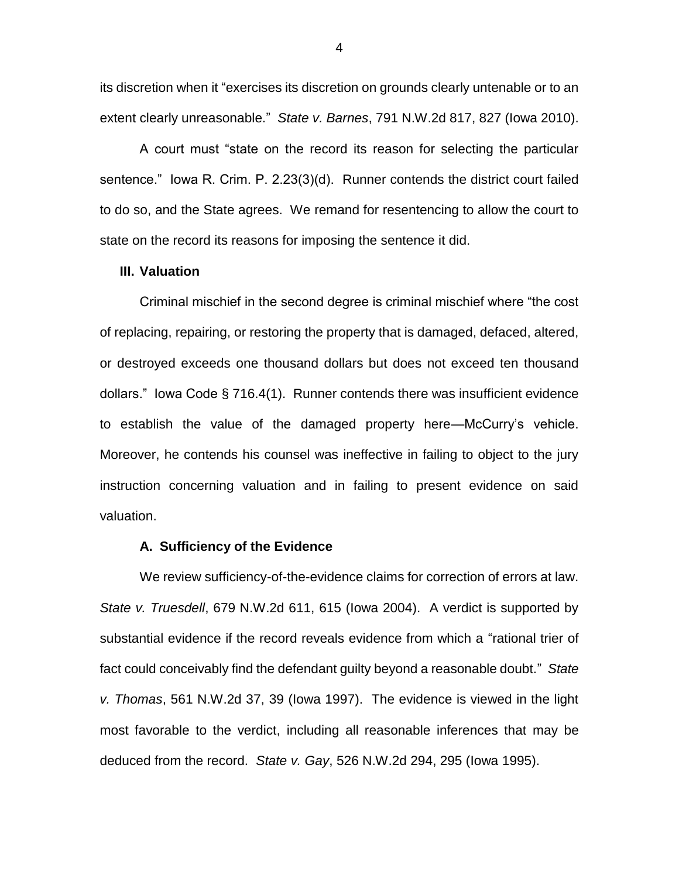its discretion when it "exercises its discretion on grounds clearly untenable or to an extent clearly unreasonable." *State v. Barnes*, 791 N.W.2d 817, 827 (Iowa 2010).

A court must "state on the record its reason for selecting the particular sentence." Iowa R. Crim. P. 2.23(3)(d). Runner contends the district court failed to do so, and the State agrees. We remand for resentencing to allow the court to state on the record its reasons for imposing the sentence it did.

## III. Valuation

Criminal mischief in the second degree is criminal mischief where "the cost of replacing, repairing, or restoring the property that is damaged, defaced, altered, or destroyed exceeds one thousand dollars but does not exceed ten thousand dollars." Iowa Code § 716.4(1). Runner contends there was insufficient evidence to establish the value of the damaged property here—McCurry's vehicle. Moreover, he contends his counsel was ineffective in failing to object to the jury instruction concerning valuation and in failing to present evidence on said valuation.

### A. Sufficiency of the Evidence

We review sufficiency-of-the-evidence claims for correction of errors at law. *State v. Truesdell*, 679 N.W.2d 611, 615 (Iowa 2004). A verdict is supported by substantial evidence if the record reveals evidence from which a "rational trier of fact could conceivably find the defendant guilty beyond a reasonable doubt." *State v. Thomas*, 561 N.W.2d 37, 39 (Iowa 1997). The evidence is viewed in the light most favorable to the verdict, including all reasonable inferences that may be deduced from the record. *State v. Gay*, 526 N.W.2d 294, 295 (Iowa 1995).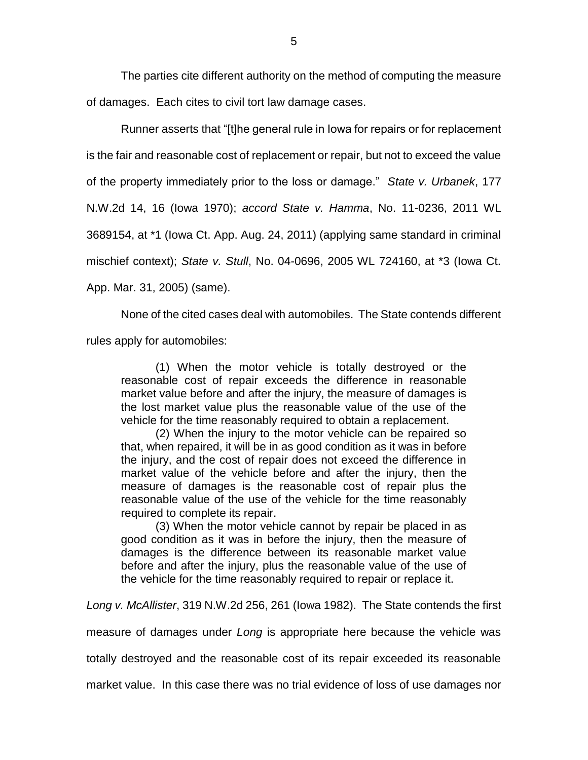The parties cite different authority on the method of computing the measure of damages. Each cites to civil tort law damage cases.

Runner asserts that "[t]he general rule in Iowa for repairs or for replacement is the fair and reasonable cost of replacement or repair, but not to exceed the value of the property immediately prior to the loss or damage." *State v. Urbanek*, 177 N.W.2d 14, 16 (Iowa 1970); *accord State v. Hamma*, No. 11-0236, 2011 WL 3689154, at *1 (Iowa Ct. App. Aug. 24, 2011) (applying same standard in criminal mischief context); *State v. Stull*, No. 04-0696, 2005 WL 724160, at *3 (Iowa Ct. App. Mar. 31, 2005) (same).

None of the cited cases deal with automobiles. The State contends different rules apply for automobiles:

> (1) When the motor vehicle is totally destroyed or the reasonable cost of repair exceeds the difference in reasonable market value before and after the injury, the measure of damages is the lost market value plus the reasonable value of the use of the vehicle for the time reasonably required to obtain a replacement.
>
> (2) When the injury to the motor vehicle can be repaired so that, when repaired, it will be in as good condition as it was in before the injury, and the cost of repair does not exceed the difference in market value of the vehicle before and after the injury, then the measure of damages is the reasonable cost of repair plus the reasonable value of the use of the vehicle for the time reasonably required to complete its repair.
>
> (3) When the motor vehicle cannot by repair be placed in as good condition as it was in before the injury, then the measure of damages is the difference between its reasonable market value before and after the injury, plus the reasonable value of the use of the vehicle for the time reasonably required to repair or replace it.

*Long v. McAllister*, 319 N.W.2d 256, 261 (Iowa 1982). The State contends the first measure of damages under *Long* is appropriate here because the vehicle was totally destroyed and the reasonable cost of its repair exceeded its reasonable market value. In this case there was no trial evidence of loss of use damages nor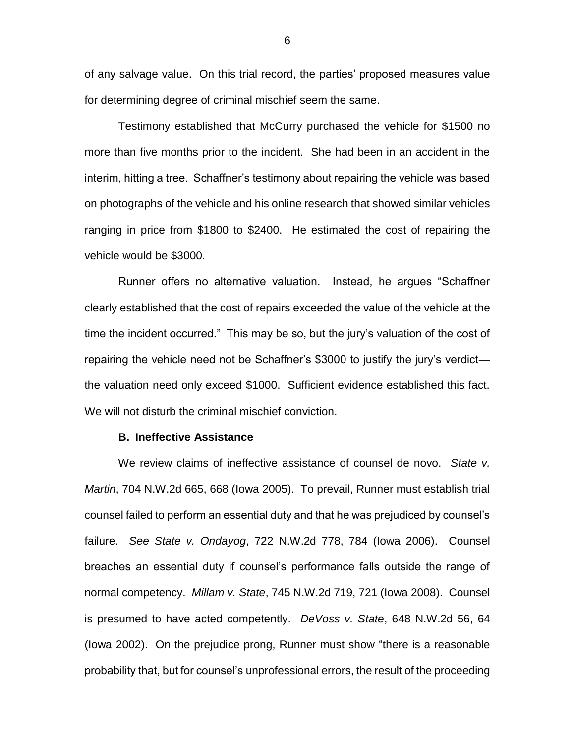of any salvage value. On this trial record, the parties' proposed measures value for determining degree of criminal mischief seem the same.

Testimony established that McCurry purchased the vehicle for $1500 no more than five months prior to the incident. She had been in an accident in the interim, hitting a tree. Schaffner's testimony about repairing the vehicle was based on photographs of the vehicle and his online research that showed similar vehicles ranging in price from $1800 to $2400. He estimated the cost of repairing the vehicle would be $3000.

Runner offers no alternative valuation. Instead, he argues "Schaffner clearly established that the cost of repairs exceeded the value of the vehicle at the time the incident occurred." This may be so, but the jury's valuation of the cost of repairing the vehicle need not be Schaffner's $3000 to justify the jury's verdict—the valuation need only exceed $1000. Sufficient evidence established this fact. We will not disturb the criminal mischief conviction.

### B. Ineffective Assistance

We review claims of ineffective assistance of counsel de novo. *State v. Martin*, 704 N.W.2d 665, 668 (Iowa 2005). To prevail, Runner must establish trial counsel failed to perform an essential duty and that he was prejudiced by counsel's failure. *See State v. Ondayog*, 722 N.W.2d 778, 784 (Iowa 2006). Counsel breaches an essential duty if counsel's performance falls outside the range of normal competency. *Millam v. State*, 745 N.W.2d 719, 721 (Iowa 2008). Counsel is presumed to have acted competently. *DeVoss v. State*, 648 N.W.2d 56, 64 (Iowa 2002). On the prejudice prong, Runner must show "there is a reasonable probability that, but for counsel's unprofessional errors, the result of the proceeding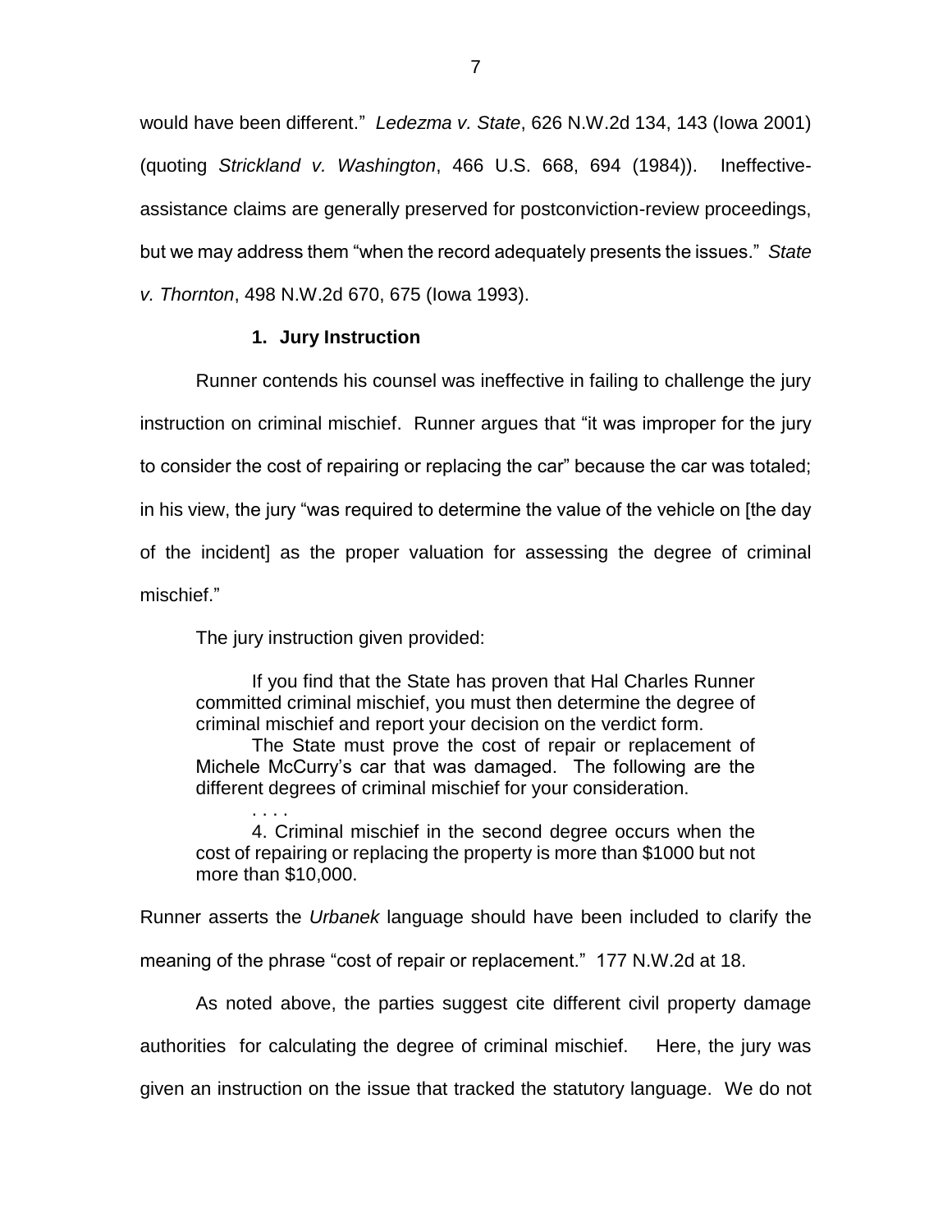would have been different." *Ledezma v. State*, 626 N.W.2d 134, 143 (Iowa 2001) (quoting *Strickland v. Washington*, 466 U.S. 668, 694 (1984)). Ineffective-assistance claims are generally preserved for postconviction-review proceedings, but we may address them "when the record adequately presents the issues." *State v. Thornton*, 498 N.W.2d 670, 675 (Iowa 1993).

**1. Jury Instruction**

Runner contends his counsel was ineffective in failing to challenge the jury instruction on criminal mischief. Runner argues that "it was improper for the jury to consider the cost of repairing or replacing the car" because the car was totaled; in his view, the jury "was required to determine the value of the vehicle on [the day of the incident] as the proper valuation for assessing the degree of criminal mischief."

The jury instruction given provided:

> If you find that the State has proven that Hal Charles Runner committed criminal mischief, you must then determine the degree of criminal mischief and report your decision on the verdict form.
>
> The State must prove the cost of repair or replacement of Michele McCurry's car that was damaged. The following are the different degrees of criminal mischief for your consideration.
>
> . . . .
>
> 4. Criminal mischief in the second degree occurs when the cost of repairing or replacing the property is more than $1000 but not more than $10,000.

Runner asserts the *Urbanek* language should have been included to clarify the meaning of the phrase "cost of repair or replacement." 177 N.W.2d at 18.

As noted above, the parties suggest cite different civil property damage authorities for calculating the degree of criminal mischief. Here, the jury was given an instruction on the issue that tracked the statutory language. We do not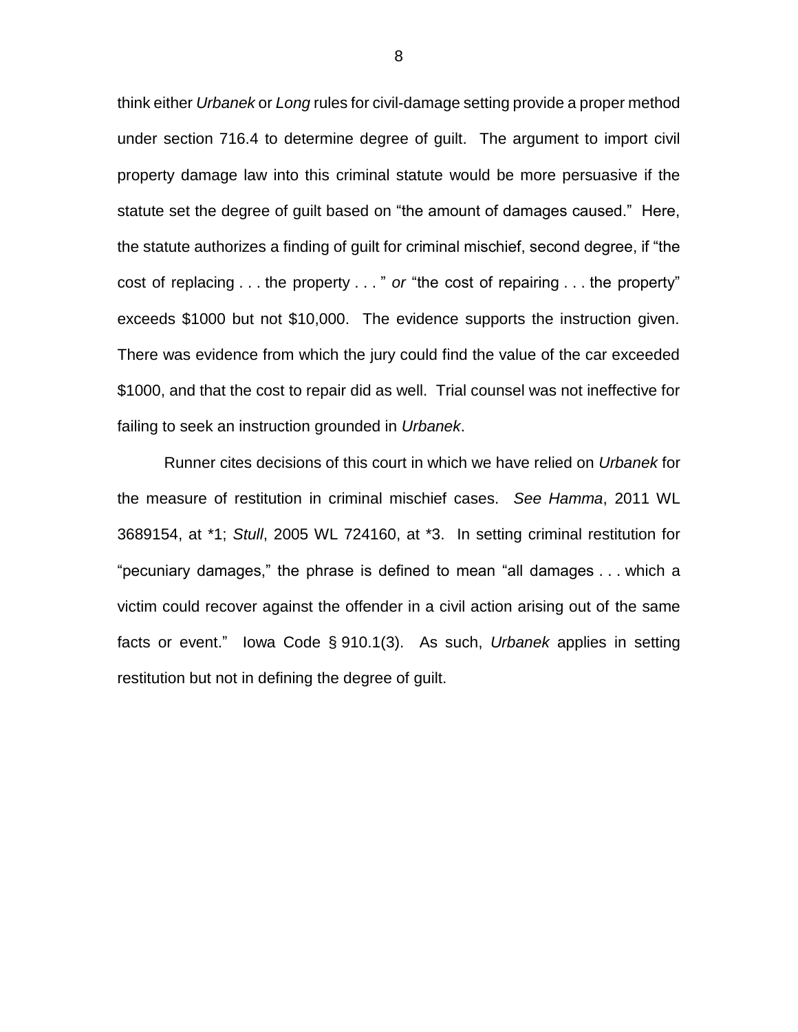think either *Urbanek* or *Long* rules for civil-damage setting provide a proper method under section 716.4 to determine degree of guilt. The argument to import civil property damage law into this criminal statute would be more persuasive if the statute set the degree of guilt based on "the amount of damages caused." Here, the statute authorizes a finding of guilt for criminal mischief, second degree, if "the cost of replacing . . . the property . . . " *or* "the cost of repairing . . . the property" exceeds $1000 but not $10,000. The evidence supports the instruction given. There was evidence from which the jury could find the value of the car exceeded $1000, and that the cost to repair did as well. Trial counsel was not ineffective for failing to seek an instruction grounded in *Urbanek*.

Runner cites decisions of this court in which we have relied on *Urbanek* for the measure of restitution in criminal mischief cases. *See Hamma*, 2011 WL 3689154, at *1; *Stull*, 2005 WL 724160, at *3. In setting criminal restitution for "pecuniary damages," the phrase is defined to mean "all damages . . . which a victim could recover against the offender in a civil action arising out of the same facts or event." Iowa Code § 910.1(3). As such, *Urbanek* applies in setting restitution but not in defining the degree of guilt.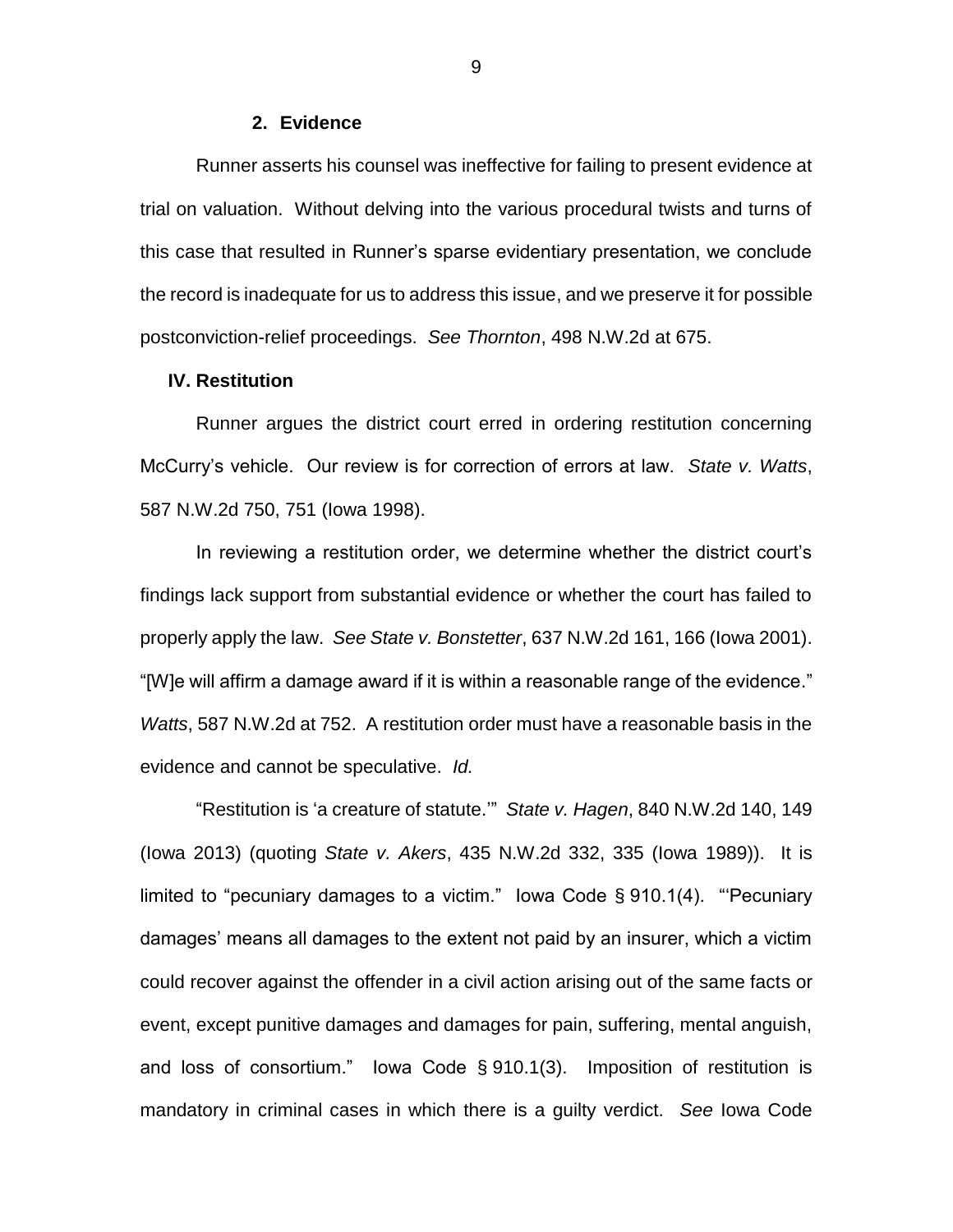### 2. Evidence

Runner asserts his counsel was ineffective for failing to present evidence at trial on valuation. Without delving into the various procedural twists and turns of this case that resulted in Runner's sparse evidentiary presentation, we conclude the record is inadequate for us to address this issue, and we preserve it for possible postconviction-relief proceedings. *See Thornton*, 498 N.W.2d at 675.

## IV. Restitution

Runner argues the district court erred in ordering restitution concerning McCurry's vehicle. Our review is for correction of errors at law. *State v. Watts*, 587 N.W.2d 750, 751 (Iowa 1998).

In reviewing a restitution order, we determine whether the district court's findings lack support from substantial evidence or whether the court has failed to properly apply the law. *See State v. Bonstetter*, 637 N.W.2d 161, 166 (Iowa 2001). "[W]e will affirm a damage award if it is within a reasonable range of the evidence." *Watts*, 587 N.W.2d at 752. A restitution order must have a reasonable basis in the evidence and cannot be speculative. *Id.*

"Restitution is 'a creature of statute.'" *State v. Hagen*, 840 N.W.2d 140, 149 (Iowa 2013) (quoting *State v. Akers*, 435 N.W.2d 332, 335 (Iowa 1989)). It is limited to "pecuniary damages to a victim." Iowa Code § 910.1(4). "'Pecuniary damages' means all damages to the extent not paid by an insurer, which a victim could recover against the offender in a civil action arising out of the same facts or event, except punitive damages and damages for pain, suffering, mental anguish, and loss of consortium." Iowa Code § 910.1(3). Imposition of restitution is mandatory in criminal cases in which there is a guilty verdict. *See* Iowa Code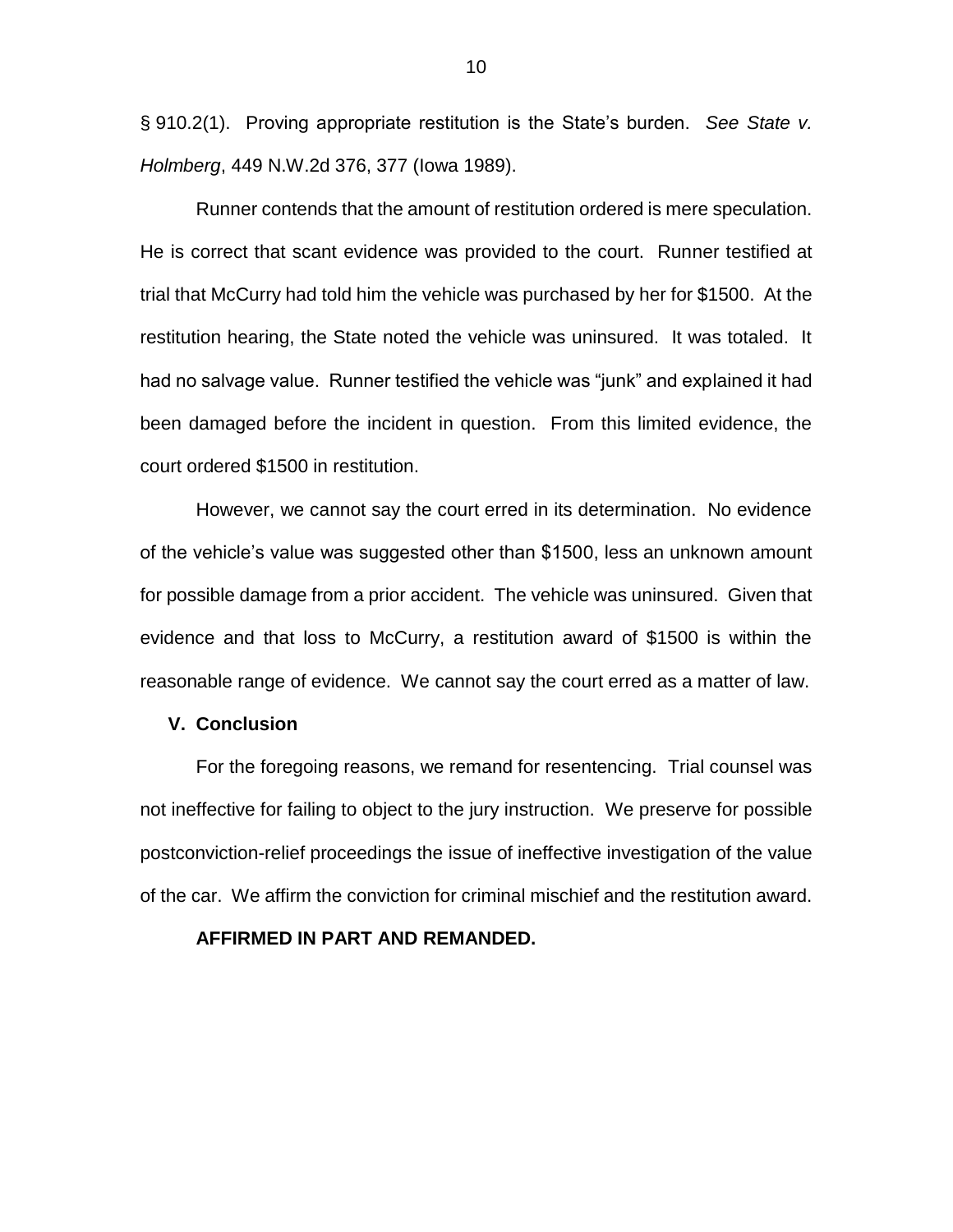§ 910.2(1). Proving appropriate restitution is the State's burden. *See State v. Holmberg*, 449 N.W.2d 376, 377 (Iowa 1989).

Runner contends that the amount of restitution ordered is mere speculation. He is correct that scant evidence was provided to the court. Runner testified at trial that McCurry had told him the vehicle was purchased by her for $1500. At the restitution hearing, the State noted the vehicle was uninsured. It was totaled. It had no salvage value. Runner testified the vehicle was "junk" and explained it had been damaged before the incident in question. From this limited evidence, the court ordered $1500 in restitution.

However, we cannot say the court erred in its determination. No evidence of the vehicle's value was suggested other than $1500, less an unknown amount for possible damage from a prior accident. The vehicle was uninsured. Given that evidence and that loss to McCurry, a restitution award of $1500 is within the reasonable range of evidence. We cannot say the court erred as a matter of law.

## V. Conclusion

For the foregoing reasons, we remand for resentencing. Trial counsel was not ineffective for failing to object to the jury instruction. We preserve for possible postconviction-relief proceedings the issue of ineffective investigation of the value of the car. We affirm the conviction for criminal mischief and the restitution award.

**AFFIRMED IN PART AND REMANDED.**